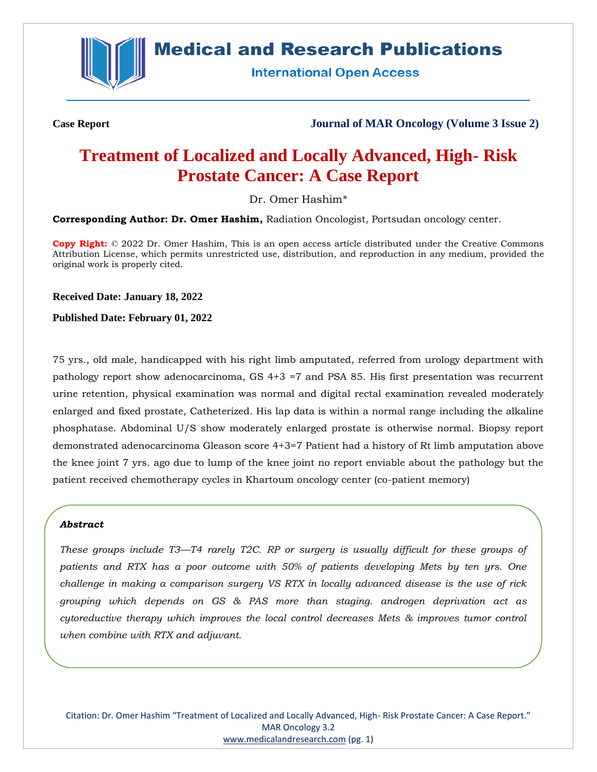Case Report

Journal of MAR Oncology (Volume 3 Issue 2)

# Treatment of Localized and Locally Advanced, High- Risk Prostate Cancer: A Case Report

Dr. Omer Hashim*

**Corresponding Author: Dr. Omer Hashim,** Radiation Oncologist, Portsudan oncology center.

**Copy Right:** © 2022 Dr. Omer Hashim, This is an open access article distributed under the Creative Commons Attribution License, which permits unrestricted use, distribution, and reproduction in any medium, provided the original work is properly cited.

**Received Date: January 18, 2022**

**Published Date: February 01, 2022**

75 yrs., old male, handicapped with his right limb amputated, referred from urology department with pathology report show adenocarcinoma, GS 4+3 =7 and PSA 85. His first presentation was recurrent urine retention, physical examination was normal and digital rectal examination revealed moderately enlarged and fixed prostate, Catheterized. His lap data is within a normal range including the alkaline phosphatase. Abdominal U/S show moderately enlarged prostate is otherwise normal. Biopsy report demonstrated adenocarcinoma Gleason score 4+3=7 Patient had a history of Rt limb amputation above the knee joint 7 yrs. ago due to lump of the knee joint no report enviable about the pathology but the patient received chemotherapy cycles in Khartoum oncology center (co-patient memory)

***Abstract***

*These groups include T3—T4 rarely T2C. RP or surgery is usually difficult for these groups of patients and RTX has a poor outcome with 50% of patients developing Mets by ten yrs. One challenge in making a comparison surgery VS RTX in locally advanced disease is the use of rick grouping which depends on GS & PAS more than staging. androgen deprivation act as cytoreductive therapy which improves the local control decreases Mets & improves tumor control when combine with RTX and adjuvant.*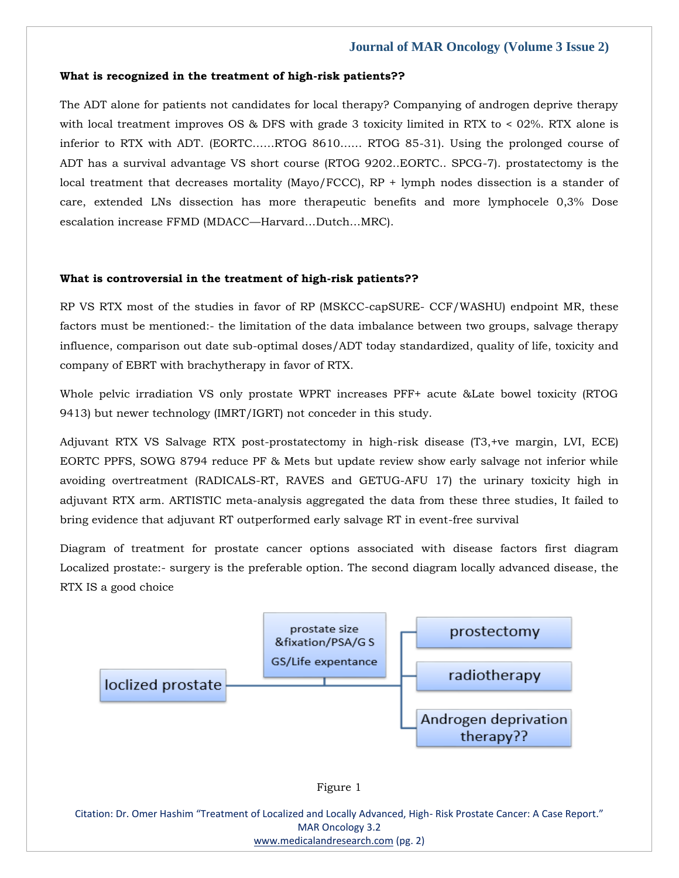**What is recognized in the treatment of high-risk patients??**

The ADT alone for patients not candidates for local therapy? Companying of androgen deprive therapy with local treatment improves OS & DFS with grade 3 toxicity limited in RTX to < 02%. RTX alone is inferior to RTX with ADT. (EORTC……RTOG 8610…… RTOG 85-31). Using the prolonged course of ADT has a survival advantage VS short course (RTOG 9202..EORTC.. SPCG-7). prostatectomy is the local treatment that decreases mortality (Mayo/FCCC), RP + lymph nodes dissection is a stander of care, extended LNs dissection has more therapeutic benefits and more lymphocele 0,3% Dose escalation increase FFMD (MDACC—Harvard…Dutch…MRC).

**What is controversial in the treatment of high-risk patients??**

RP VS RTX most of the studies in favor of RP (MSKCC-capSURE- CCF/WASHU) endpoint MR, these factors must be mentioned:- the limitation of the data imbalance between two groups, salvage therapy influence, comparison out date sub-optimal doses/ADT today standardized, quality of life, toxicity and company of EBRT with brachytherapy in favor of RTX.

Whole pelvic irradiation VS only prostate WPRT increases PFF+ acute &Late bowel toxicity (RTOG 9413) but newer technology (IMRT/IGRT) not conceder in this study.

Adjuvant RTX VS Salvage RTX post-prostatectomy in high-risk disease (T3,+ve margin, LVI, ECE) EORTC PPFS, SOWG 8794 reduce PF & Mets but update review show early salvage not inferior while avoiding overtreatment (RADICALS-RT, RAVES and GETUG-AFU 17) the urinary toxicity high in adjuvant RTX arm. ARTISTIC meta-analysis aggregated the data from these three studies, It failed to bring evidence that adjuvant RT outperformed early salvage RT in event-free survival

Diagram of treatment for prostate cancer options associated with disease factors first diagram Localized prostate:- surgery is the preferable option. The second diagram locally advanced disease, the RTX IS a good choice

loclized prostate → prostate size &fixation/PSA/G S GS/Life expentance → prostectomy / radiotherapy / Androgen deprivation therapy??

Figure 1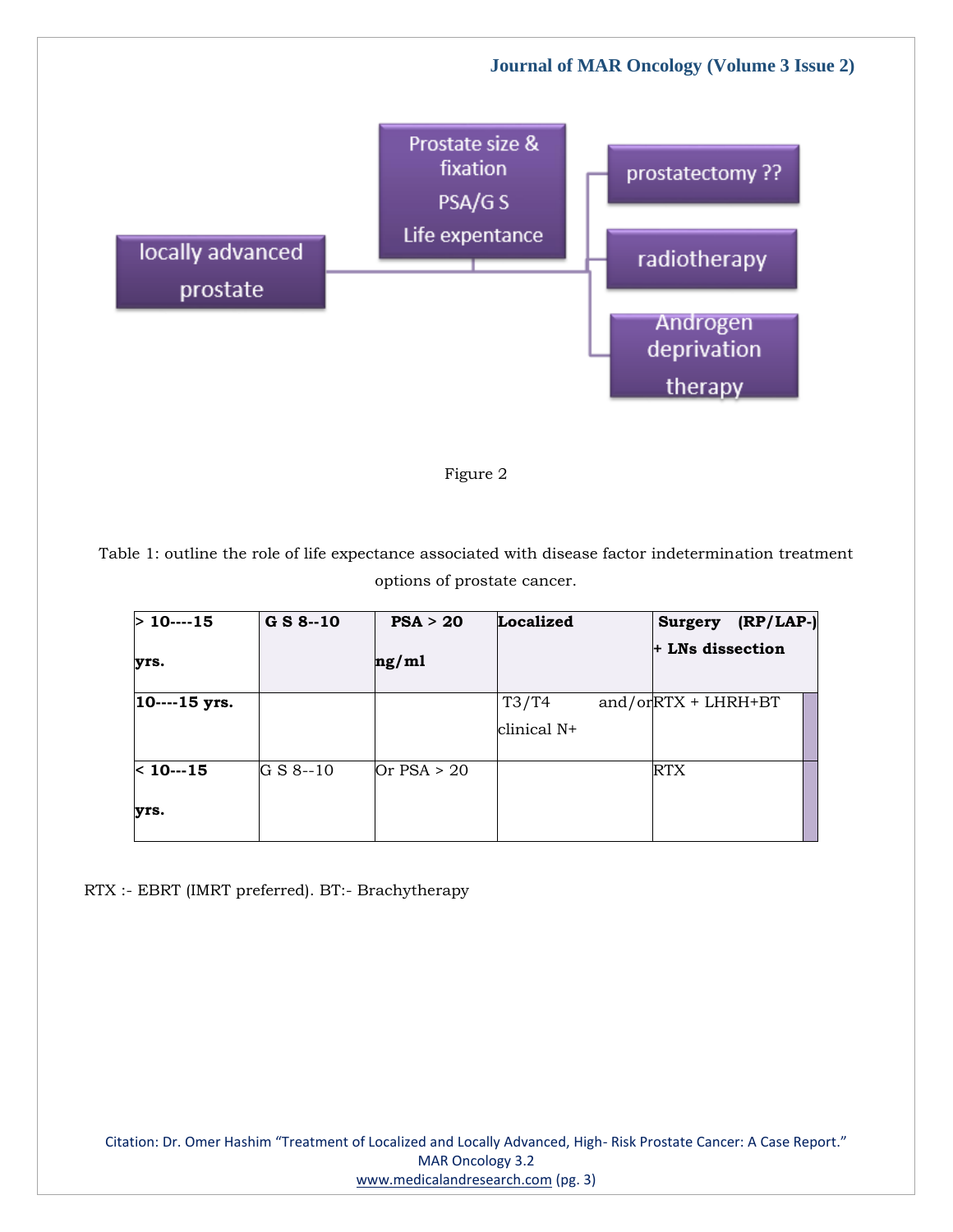locally advanced prostate

Prostate size & fixation
PSA/G S
Life expentance

prostatectomy ??

radiotherapy

Androgen deprivation therapy

Figure 2

Table 1: outline the role of life expectance associated with disease factor indetermination treatment options of prostate cancer.

| **> 10----15 yrs.** | **G S 8--10** | **PSA > 20 ng/ml** | **Localized** | **Surgery (RP/LAP-) + LNs dissection** |
|---|---|---|---|---|
| **10----15 yrs.** | | | T3/T4 and/or clinical N+ | RTX + LHRH+BT |
| **< 10---15 yrs.** | G S 8--10 | Or PSA > 20 | | RTX |

RTX :- EBRT (IMRT preferred). BT:- Brachytherapy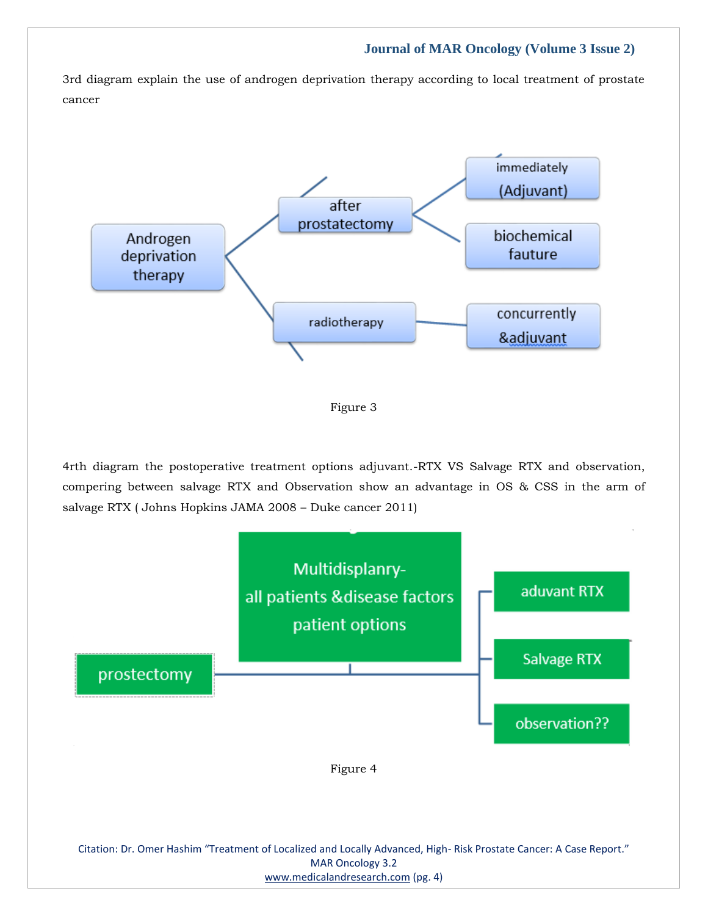3rd diagram explain the use of androgen deprivation therapy according to local treatment of prostate cancer

Androgen deprivation therapy
- after prostatectomy
  - immediately (Adjuvant)
  - biochemical fauture
- radiotherapy
  - concurrently &adjuvant

Figure 3

4rth diagram the postoperative treatment options adjuvant.-RTX VS Salvage RTX and observation, compering between salvage RTX and Observation show an advantage in OS & CSS in the arm of salvage RTX ( Johns Hopkins JAMA 2008 – Duke cancer 2011)

prostectomy → Multidisplanry- all patients &disease factors patient options
- aduvant RTX
- Salvage RTX
- observation??

Figure 4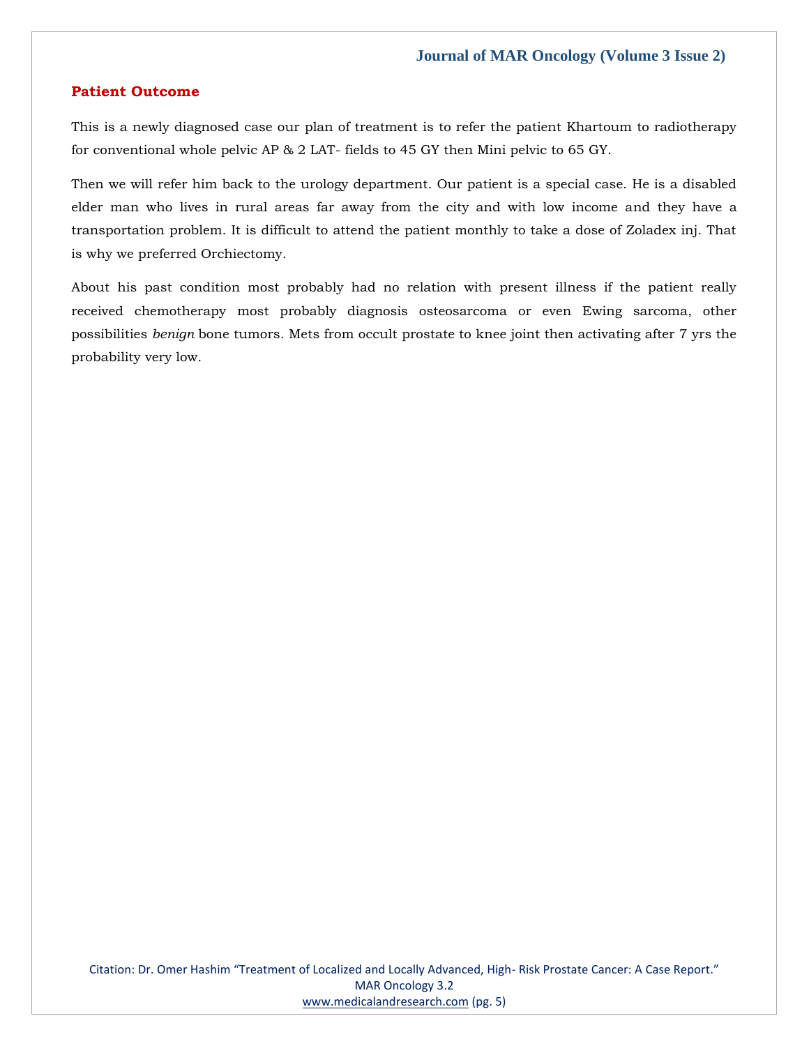## Patient Outcome

This is a newly diagnosed case our plan of treatment is to refer the patient Khartoum to radiotherapy for conventional whole pelvic AP & 2 LAT- fields to 45 GY then Mini pelvic to 65 GY.

Then we will refer him back to the urology department. Our patient is a special case. He is a disabled elder man who lives in rural areas far away from the city and with low income and they have a transportation problem. It is difficult to attend the patient monthly to take a dose of Zoladex inj. That is why we preferred Orchiectomy.

About his past condition most probably had no relation with present illness if the patient really received chemotherapy most probably diagnosis osteosarcoma or even Ewing sarcoma, other possibilities *benign* bone tumors. Mets from occult prostate to knee joint then activating after 7 yrs the probability very low.